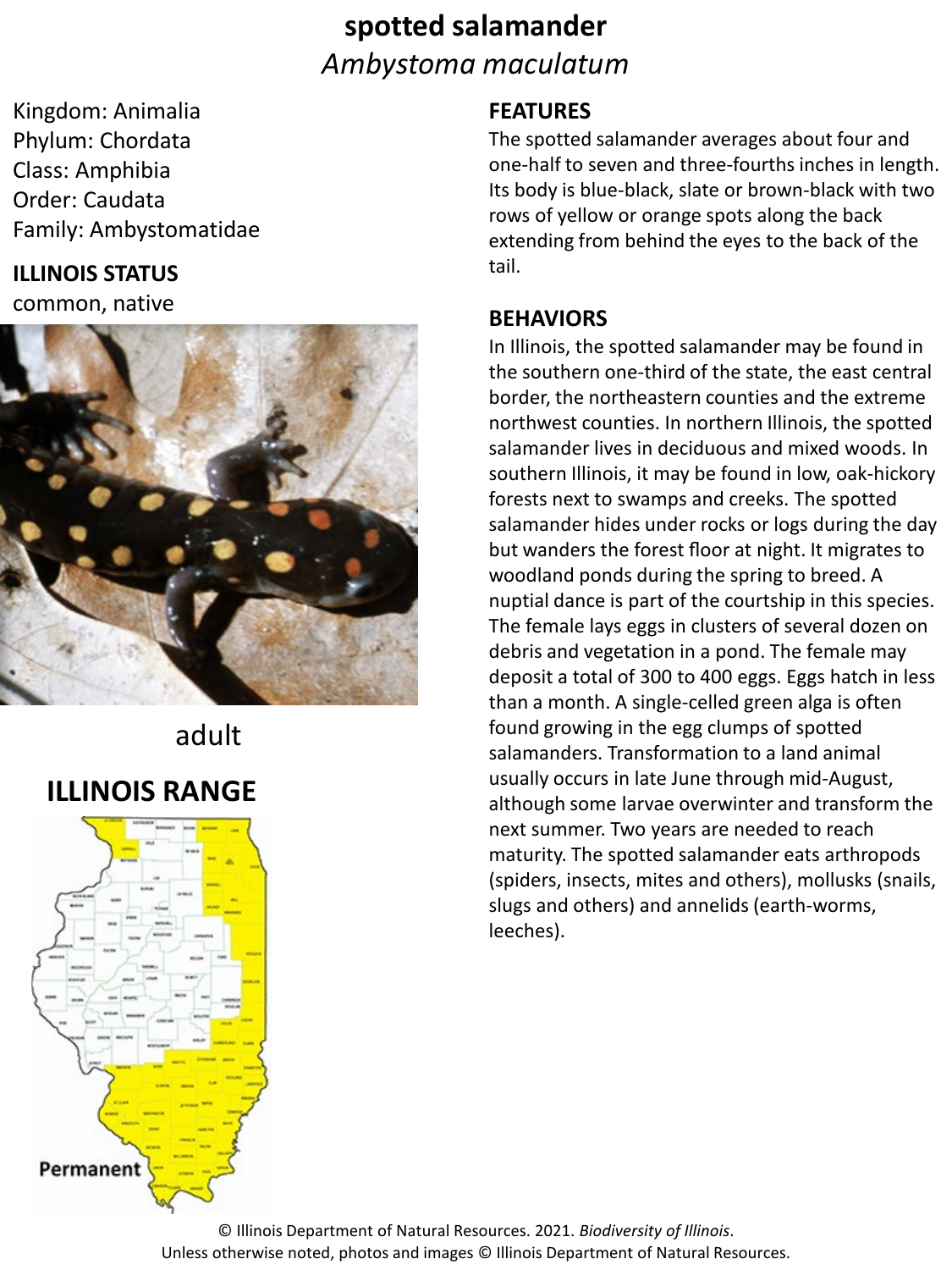# spotted salamander

*Ambystoma maculatum*

Kingdom: Animalia
Phylum: Chordata
Class: Amphibia
Order: Caudata
Family: Ambystomatidae

## ILLINOIS STATUS

common, native

adult

## ILLINOIS RANGE

Permanent

## FEATURES

The spotted salamander averages about four and one-half to seven and three-fourths inches in length. Its body is blue-black, slate or brown-black with two rows of yellow or orange spots along the back extending from behind the eyes to the back of the tail.

## BEHAVIORS

In Illinois, the spotted salamander may be found in the southern one-third of the state, the east central border, the northeastern counties and the extreme northwest counties. In northern Illinois, the spotted salamander lives in deciduous and mixed woods. In southern Illinois, it may be found in low, oak-hickory forests next to swamps and creeks. The spotted salamander hides under rocks or logs during the day but wanders the forest floor at night. It migrates to woodland ponds during the spring to breed. A nuptial dance is part of the courtship in this species. The female lays eggs in clusters of several dozen on debris and vegetation in a pond. The female may deposit a total of 300 to 400 eggs. Eggs hatch in less than a month. A single-celled green alga is often found growing in the egg clumps of spotted salamanders. Transformation to a land animal usually occurs in late June through mid-August, although some larvae overwinter and transform the next summer. Two years are needed to reach maturity. The spotted salamander eats arthropods (spiders, insects, mites and others), mollusks (snails, slugs and others) and annelids (earth-worms, leeches).

© Illinois Department of Natural Resources. 2021. *Biodiversity of Illinois*.
Unless otherwise noted, photos and images © Illinois Department of Natural Resources.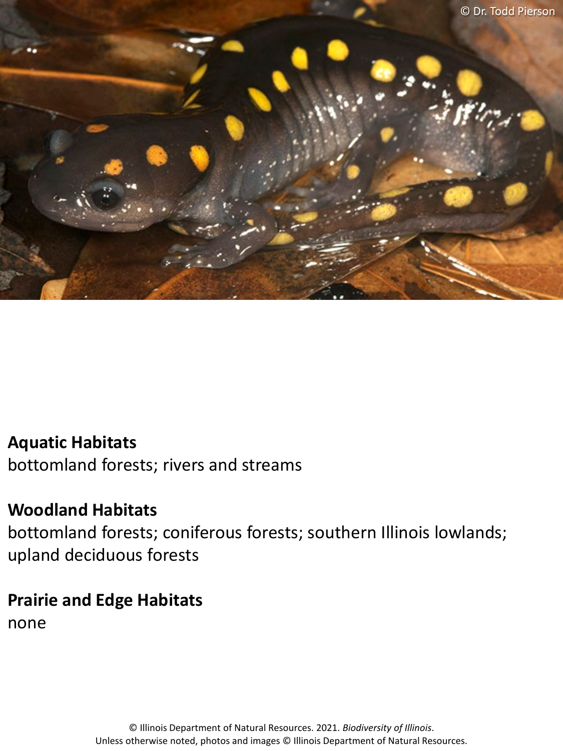**Aquatic Habitats**
bottomland forests; rivers and streams

**Woodland Habitats**
bottomland forests; coniferous forests; southern Illinois lowlands; upland deciduous forests

**Prairie and Edge Habitats**
none

© Illinois Department of Natural Resources. 2021. *Biodiversity of Illinois*.
Unless otherwise noted, photos and images © Illinois Department of Natural Resources.